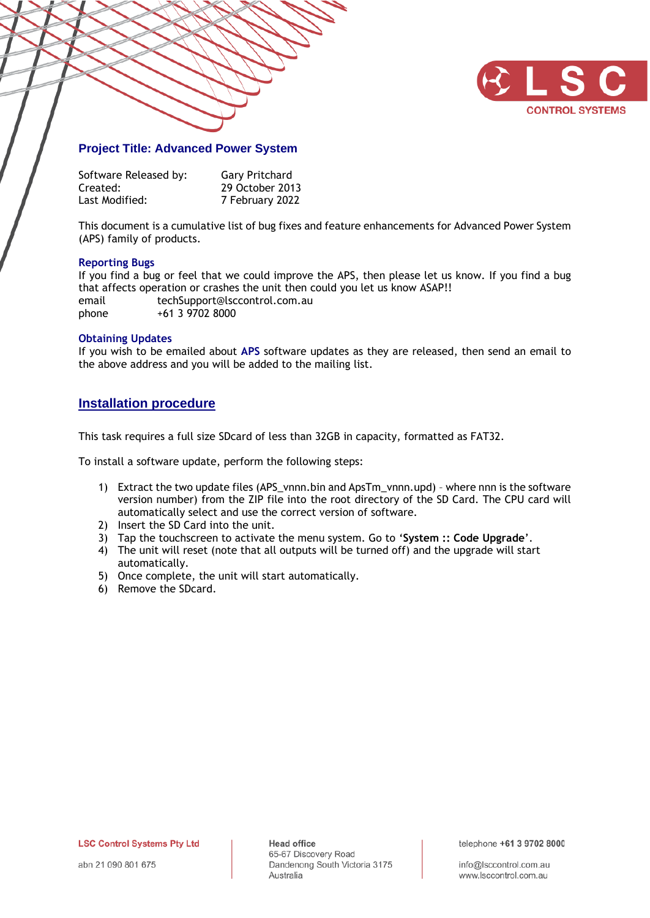## Project Title: Advanced Power System

Software Released by: Gary Pritchard
Created: 29 October 2013
Last Modified: 7 February 2022

This document is a cumulative list of bug fixes and feature enhancements for Advanced Power System (APS) family of products.

### Reporting Bugs

If you find a bug or feel that we could improve the APS, then please let us know. If you find a bug that affects operation or crashes the unit then could you let us know ASAP!!

email techSupport@lsccontrol.com.au
phone +61 3 9702 8000

### Obtaining Updates

If you wish to be emailed about **APS** software updates as they are released, then send an email to the above address and you will be added to the mailing list.

## Installation procedure

This task requires a full size SDcard of less than 32GB in capacity, formatted as FAT32.

To install a software update, perform the following steps:

1) Extract the two update files (APS_vnnn.bin and ApsTm_vnnn.upd) – where nnn is the software version number) from the ZIP file into the root directory of the SD Card. The CPU card will automatically select and use the correct version of software.
2) Insert the SD Card into the unit.
3) Tap the touchscreen to activate the menu system. Go to '**System :: Code Upgrade**'.
4) The unit will reset (note that all outputs will be turned off) and the upgrade will start automatically.
5) Once complete, the unit will start automatically.
6) Remove the SDcard.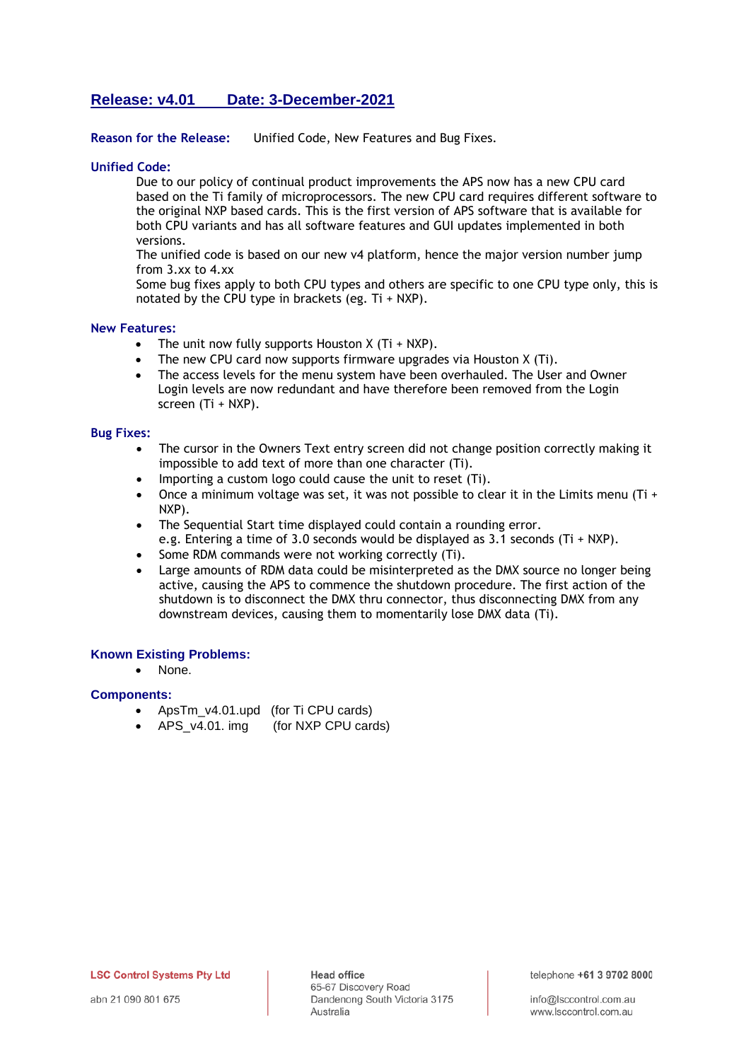## Release: v4.01 Date: 3-December-2021

**Reason for the Release:** Unified Code, New Features and Bug Fixes.

### Unified Code:

Due to our policy of continual product improvements the APS now has a new CPU card based on the Ti family of microprocessors. The new CPU card requires different software to the original NXP based cards. This is the first version of APS software that is available for both CPU variants and has all software features and GUI updates implemented in both versions.

The unified code is based on our new v4 platform, hence the major version number jump from 3.xx to 4.xx

Some bug fixes apply to both CPU types and others are specific to one CPU type only, this is notated by the CPU type in brackets (eg. Ti + NXP).

### New Features:

- The unit now fully supports Houston X (Ti + NXP).
- The new CPU card now supports firmware upgrades via Houston X (Ti).
- The access levels for the menu system have been overhauled. The User and Owner Login levels are now redundant and have therefore been removed from the Login screen (Ti + NXP).

### Bug Fixes:

- The cursor in the Owners Text entry screen did not change position correctly making it impossible to add text of more than one character (Ti).
- Importing a custom logo could cause the unit to reset (Ti).
- Once a minimum voltage was set, it was not possible to clear it in the Limits menu (Ti + NXP).
- The Sequential Start time displayed could contain a rounding error.
  e.g. Entering a time of 3.0 seconds would be displayed as 3.1 seconds (Ti + NXP).
- Some RDM commands were not working correctly (Ti).
- Large amounts of RDM data could be misinterpreted as the DMX source no longer being active, causing the APS to commence the shutdown procedure. The first action of the shutdown is to disconnect the DMX thru connector, thus disconnecting DMX from any downstream devices, causing them to momentarily lose DMX data (Ti).

### Known Existing Problems:

- None.

### Components:

- ApsTm_v4.01.upd (for Ti CPU cards)
- APS_v4.01. img (for NXP CPU cards)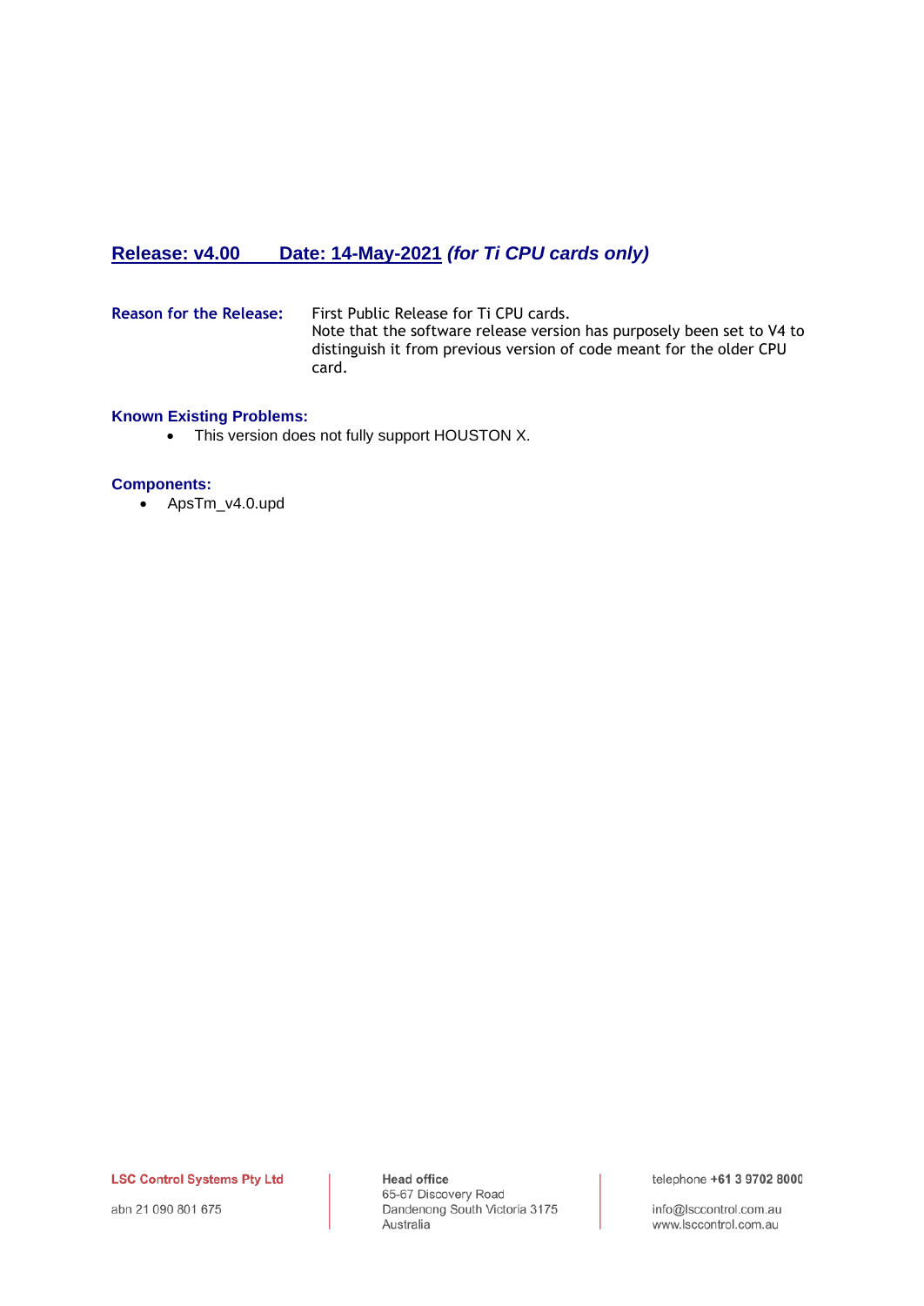## Release: v4.00 Date: 14-May-2021 *(for Ti CPU cards only)*

**Reason for the Release:** First Public Release for Ti CPU cards.
Note that the software release version has purposely been set to V4 to distinguish it from previous version of code meant for the older CPU card.

**Known Existing Problems:**

- This version does not fully support HOUSTON X.

**Components:**

- ApsTm_v4.0.upd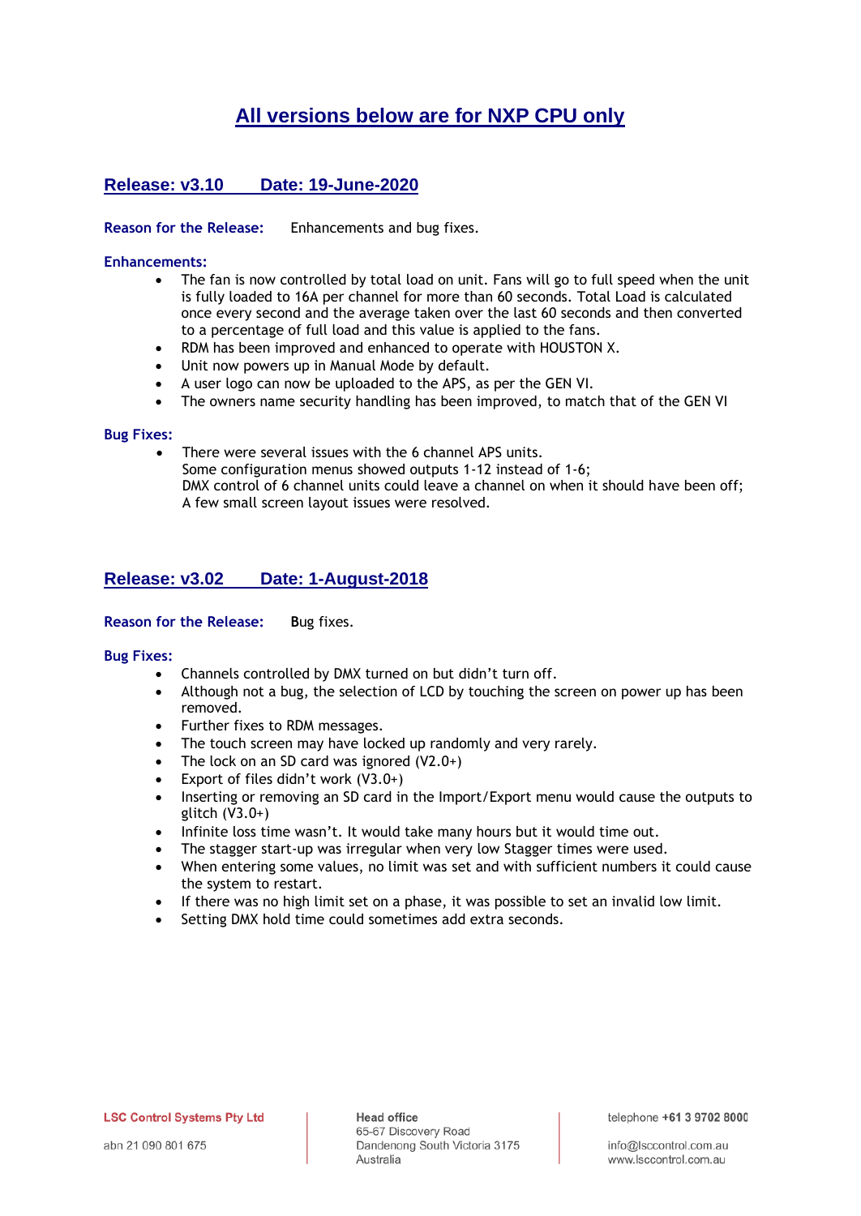# All versions below are for NXP CPU only

## Release: v3.10 Date: 19-June-2020

**Reason for the Release:** Enhancements and bug fixes.

**Enhancements:**

- The fan is now controlled by total load on unit. Fans will go to full speed when the unit is fully loaded to 16A per channel for more than 60 seconds. Total Load is calculated once every second and the average taken over the last 60 seconds and then converted to a percentage of full load and this value is applied to the fans.
- RDM has been improved and enhanced to operate with HOUSTON X.
- Unit now powers up in Manual Mode by default.
- A user logo can now be uploaded to the APS, as per the GEN VI.
- The owners name security handling has been improved, to match that of the GEN VI

**Bug Fixes:**

- There were several issues with the 6 channel APS units.
  Some configuration menus showed outputs 1-12 instead of 1-6;
  DMX control of 6 channel units could leave a channel on when it should have been off;
  A few small screen layout issues were resolved.

## Release: v3.02 Date: 1-August-2018

**Reason for the Release:** Bug fixes.

**Bug Fixes:**

- Channels controlled by DMX turned on but didn't turn off.
- Although not a bug, the selection of LCD by touching the screen on power up has been removed.
- Further fixes to RDM messages.
- The touch screen may have locked up randomly and very rarely.
- The lock on an SD card was ignored (V2.0+)
- Export of files didn't work (V3.0+)
- Inserting or removing an SD card in the Import/Export menu would cause the outputs to glitch (V3.0+)
- Infinite loss time wasn't. It would take many hours but it would time out.
- The stagger start-up was irregular when very low Stagger times were used.
- When entering some values, no limit was set and with sufficient numbers it could cause the system to restart.
- If there was no high limit set on a phase, it was possible to set an invalid low limit.
- Setting DMX hold time could sometimes add extra seconds.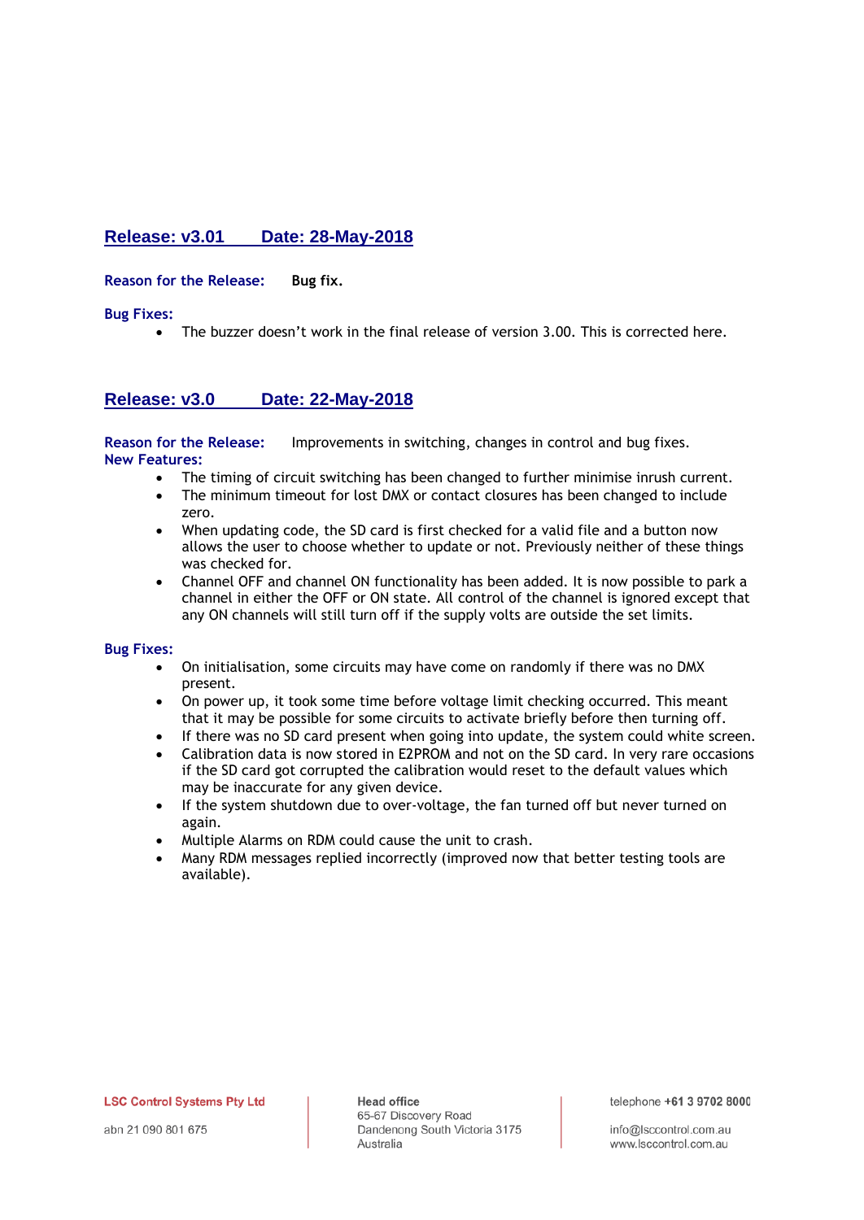## Release: v3.01 Date: 28-May-2018

**Reason for the Release:** **Bug fix.**

**Bug Fixes:**

- The buzzer doesn't work in the final release of version 3.00. This is corrected here.

## Release: v3.0 Date: 22-May-2018

**Reason for the Release:** Improvements in switching, changes in control and bug fixes.

**New Features:**

- The timing of circuit switching has been changed to further minimise inrush current.
- The minimum timeout for lost DMX or contact closures has been changed to include zero.
- When updating code, the SD card is first checked for a valid file and a button now allows the user to choose whether to update or not. Previously neither of these things was checked for.
- Channel OFF and channel ON functionality has been added. It is now possible to park a channel in either the OFF or ON state. All control of the channel is ignored except that any ON channels will still turn off if the supply volts are outside the set limits.

**Bug Fixes:**

- On initialisation, some circuits may have come on randomly if there was no DMX present.
- On power up, it took some time before voltage limit checking occurred. This meant that it may be possible for some circuits to activate briefly before then turning off.
- If there was no SD card present when going into update, the system could white screen.
- Calibration data is now stored in E2PROM and not on the SD card. In very rare occasions if the SD card got corrupted the calibration would reset to the default values which may be inaccurate for any given device.
- If the system shutdown due to over-voltage, the fan turned off but never turned on again.
- Multiple Alarms on RDM could cause the unit to crash.
- Many RDM messages replied incorrectly (improved now that better testing tools are available).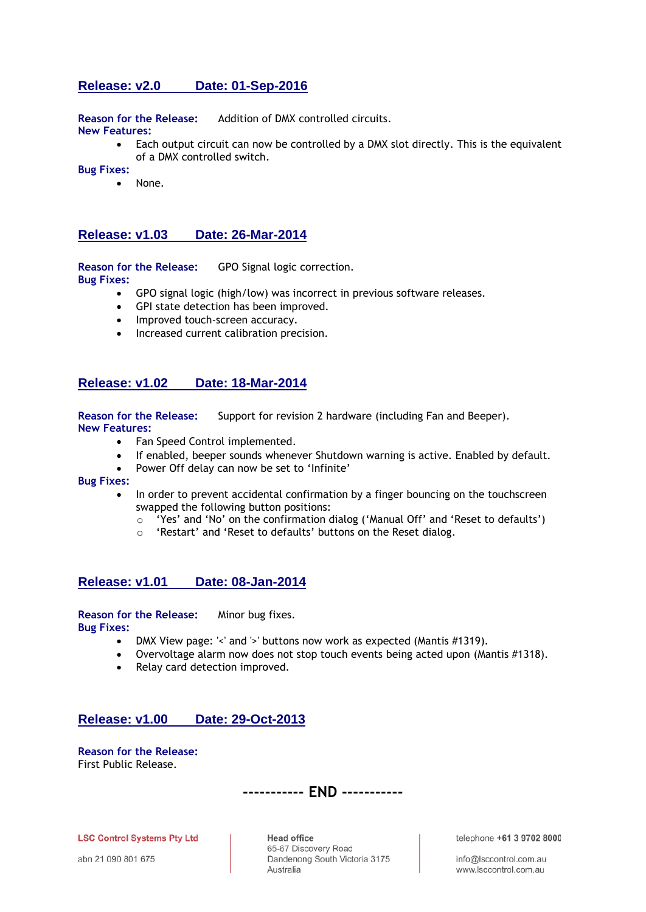## Release: v2.0 Date: 01-Sep-2016

**Reason for the Release:** Addition of DMX controlled circuits.

**New Features:**

- Each output circuit can now be controlled by a DMX slot directly. This is the equivalent of a DMX controlled switch.

**Bug Fixes:**

- None.

## Release: v1.03 Date: 26-Mar-2014

**Reason for the Release:** GPO Signal logic correction.

**Bug Fixes:**

- GPO signal logic (high/low) was incorrect in previous software releases.
- GPI state detection has been improved.
- Improved touch-screen accuracy.
- Increased current calibration precision.

## Release: v1.02 Date: 18-Mar-2014

**Reason for the Release:** Support for revision 2 hardware (including Fan and Beeper).

**New Features:**

- Fan Speed Control implemented.
- If enabled, beeper sounds whenever Shutdown warning is active. Enabled by default.
- Power Off delay can now be set to 'Infinite'

**Bug Fixes:**

- In order to prevent accidental confirmation by a finger bouncing on the touchscreen swapped the following button positions:
  - 'Yes' and 'No' on the confirmation dialog ('Manual Off' and 'Reset to defaults')
  - 'Restart' and 'Reset to defaults' buttons on the Reset dialog.

## Release: v1.01 Date: 08-Jan-2014

**Reason for the Release:** Minor bug fixes.

**Bug Fixes:**

- DMX View page: '<' and '>' buttons now work as expected (Mantis #1319).
- Overvoltage alarm now does not stop touch events being acted upon (Mantis #1318).
- Relay card detection improved.

## Release: v1.00 Date: 29-Oct-2013

**Reason for the Release:**

First Public Release.

**----------- END -----------**

**LSC Control Systems Pty Ltd**

abn 21 090 801 675

**Head office**
65-67 Discovery Road
Dandenong South Victoria 3175
Australia

telephone **+61 3 9702 8000**

info@lsccontrol.com.au
www.lsccontrol.com.au